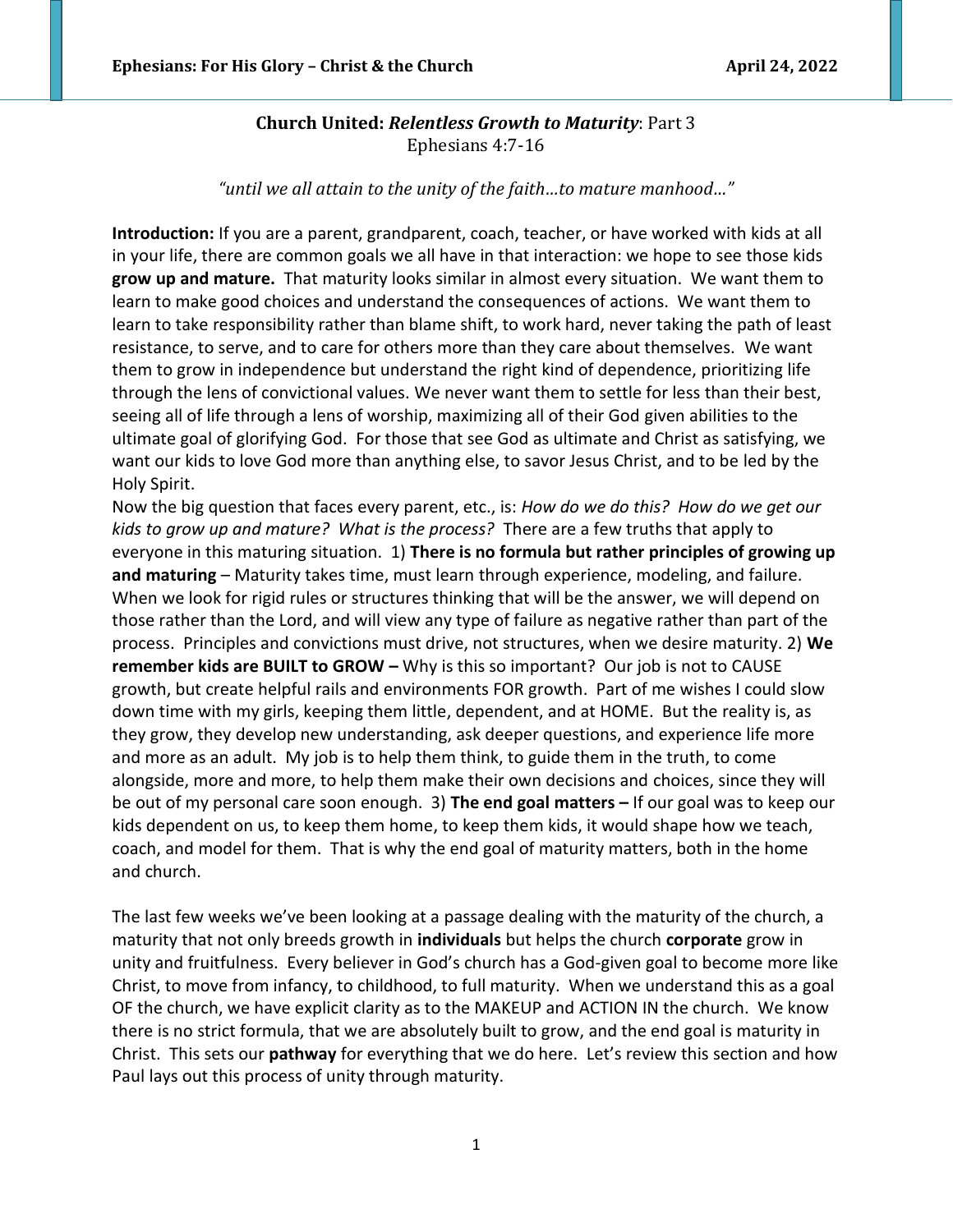**Church United: *Relentless Growth to Maturity*: Part 3**
Ephesians 4:7-16

*"until we all attain to the unity of the faith…to mature manhood…"*

**Introduction:** If you are a parent, grandparent, coach, teacher, or have worked with kids at all in your life, there are common goals we all have in that interaction: we hope to see those kids **grow up and mature.** That maturity looks similar in almost every situation. We want them to learn to make good choices and understand the consequences of actions. We want them to learn to take responsibility rather than blame shift, to work hard, never taking the path of least resistance, to serve, and to care for others more than they care about themselves. We want them to grow in independence but understand the right kind of dependence, prioritizing life through the lens of convictional values. We never want them to settle for less than their best, seeing all of life through a lens of worship, maximizing all of their God given abilities to the ultimate goal of glorifying God. For those that see God as ultimate and Christ as satisfying, we want our kids to love God more than anything else, to savor Jesus Christ, and to be led by the Holy Spirit.

Now the big question that faces every parent, etc., is: *How do we do this? How do we get our kids to grow up and mature? What is the process?* There are a few truths that apply to everyone in this maturing situation. 1) **There is no formula but rather principles of growing up and maturing** – Maturity takes time, must learn through experience, modeling, and failure. When we look for rigid rules or structures thinking that will be the answer, we will depend on those rather than the Lord, and will view any type of failure as negative rather than part of the process. Principles and convictions must drive, not structures, when we desire maturity. 2) **We remember kids are BUILT to GROW –** Why is this so important? Our job is not to CAUSE growth, but create helpful rails and environments FOR growth. Part of me wishes I could slow down time with my girls, keeping them little, dependent, and at HOME. But the reality is, as they grow, they develop new understanding, ask deeper questions, and experience life more and more as an adult. My job is to help them think, to guide them in the truth, to come alongside, more and more, to help them make their own decisions and choices, since they will be out of my personal care soon enough. 3) **The end goal matters –** If our goal was to keep our kids dependent on us, to keep them home, to keep them kids, it would shape how we teach, coach, and model for them. That is why the end goal of maturity matters, both in the home and church.

The last few weeks we've been looking at a passage dealing with the maturity of the church, a maturity that not only breeds growth in **individuals** but helps the church **corporate** grow in unity and fruitfulness. Every believer in God's church has a God-given goal to become more like Christ, to move from infancy, to childhood, to full maturity. When we understand this as a goal OF the church, we have explicit clarity as to the MAKEUP and ACTION IN the church. We know there is no strict formula, that we are absolutely built to grow, and the end goal is maturity in Christ. This sets our **pathway** for everything that we do here. Let's review this section and how Paul lays out this process of unity through maturity.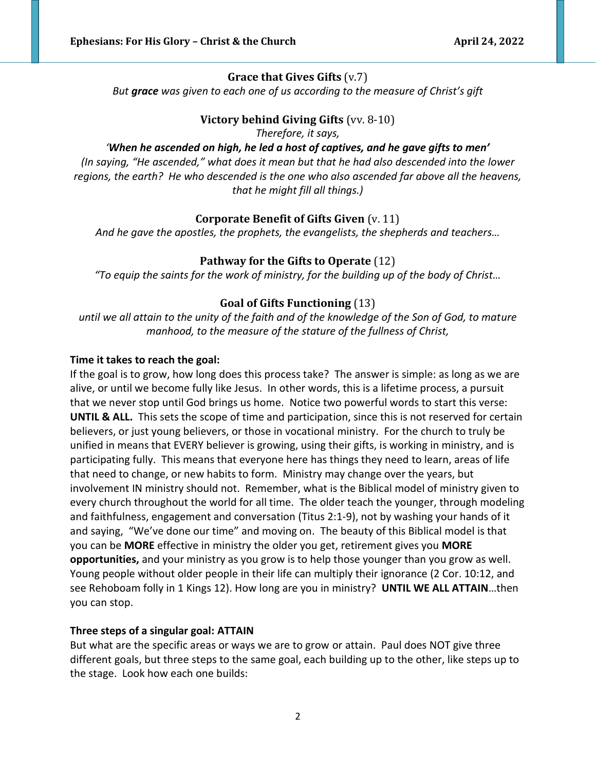**Grace that Gives Gifts** (v.7)

*But **grace** was given to each one of us according to the measure of Christ's gift*

**Victory behind Giving Gifts** (vv. 8-10)

*Therefore, it says,*

***'When he ascended on high, he led a host of captives, and he gave gifts to men'***

*(In saying, "He ascended," what does it mean but that he had also descended into the lower regions, the earth? He who descended is the one who also ascended far above all the heavens, that he might fill all things.)*

**Corporate Benefit of Gifts Given** (v. 11)

*And he gave the apostles, the prophets, the evangelists, the shepherds and teachers…*

**Pathway for the Gifts to Operate** (12)

*"To equip the saints for the work of ministry, for the building up of the body of Christ…*

**Goal of Gifts Functioning** (13)

*until we all attain to the unity of the faith and of the knowledge of the Son of God, to mature manhood, to the measure of the stature of the fullness of Christ,*

**Time it takes to reach the goal:**

If the goal is to grow, how long does this process take? The answer is simple: as long as we are alive, or until we become fully like Jesus. In other words, this is a lifetime process, a pursuit that we never stop until God brings us home. Notice two powerful words to start this verse: **UNTIL & ALL.** This sets the scope of time and participation, since this is not reserved for certain believers, or just young believers, or those in vocational ministry. For the church to truly be unified in means that EVERY believer is growing, using their gifts, is working in ministry, and is participating fully. This means that everyone here has things they need to learn, areas of life that need to change, or new habits to form. Ministry may change over the years, but involvement IN ministry should not. Remember, what is the Biblical model of ministry given to every church throughout the world for all time. The older teach the younger, through modeling and faithfulness, engagement and conversation (Titus 2:1-9), not by washing your hands of it and saying, "We've done our time" and moving on. The beauty of this Biblical model is that you can be **MORE** effective in ministry the older you get, retirement gives you **MORE opportunities,** and your ministry as you grow is to help those younger than you grow as well. Young people without older people in their life can multiply their ignorance (2 Cor. 10:12, and see Rehoboam folly in 1 Kings 12). How long are you in ministry? **UNTIL WE ALL ATTAIN**…then you can stop.

**Three steps of a singular goal: ATTAIN**

But what are the specific areas or ways we are to grow or attain. Paul does NOT give three different goals, but three steps to the same goal, each building up to the other, like steps up to the stage. Look how each one builds: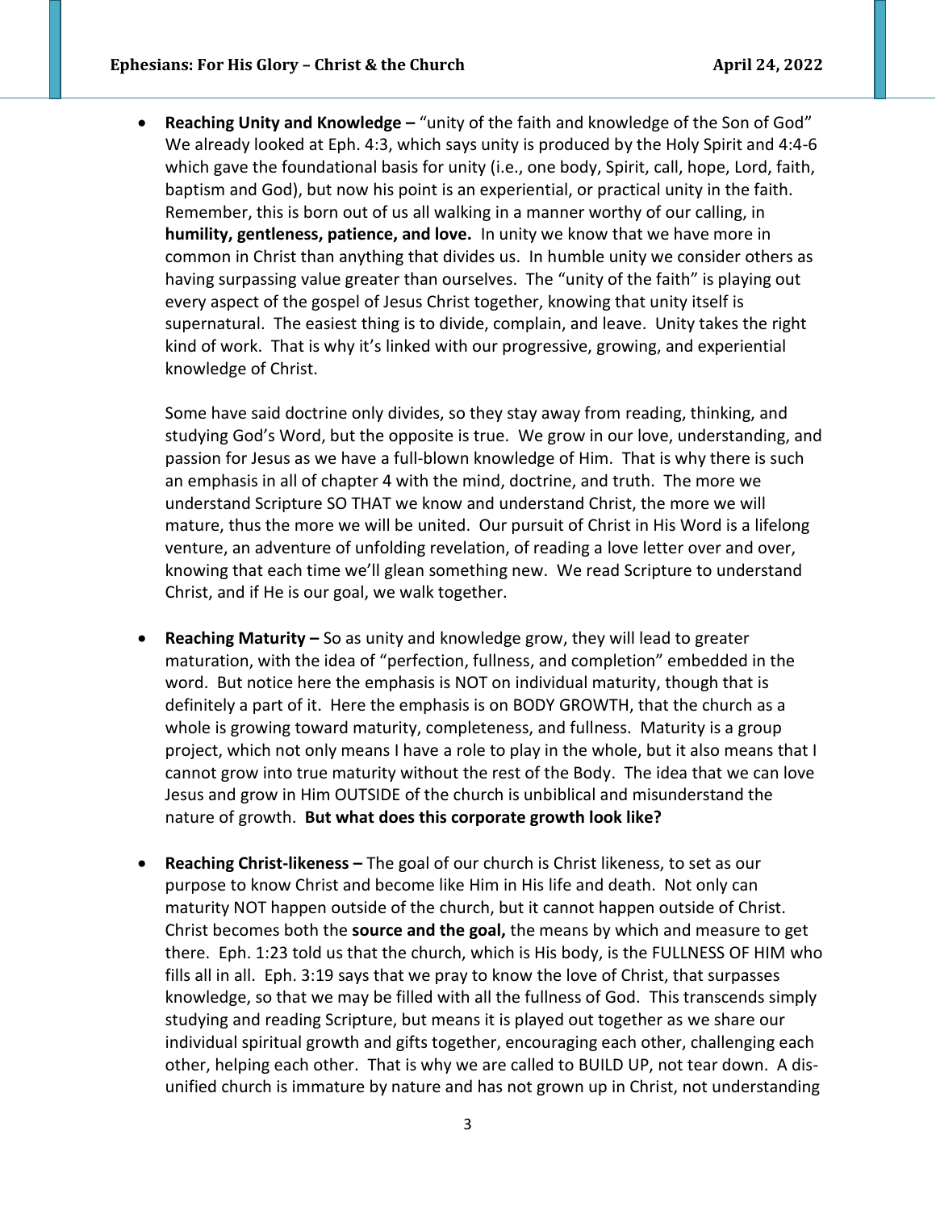- **Reaching Unity and Knowledge –** "unity of the faith and knowledge of the Son of God" We already looked at Eph. 4:3, which says unity is produced by the Holy Spirit and 4:4-6 which gave the foundational basis for unity (i.e., one body, Spirit, call, hope, Lord, faith, baptism and God), but now his point is an experiential, or practical unity in the faith. Remember, this is born out of us all walking in a manner worthy of our calling, in **humility, gentleness, patience, and love.** In unity we know that we have more in common in Christ than anything that divides us. In humble unity we consider others as having surpassing value greater than ourselves. The "unity of the faith" is playing out every aspect of the gospel of Jesus Christ together, knowing that unity itself is supernatural. The easiest thing is to divide, complain, and leave. Unity takes the right kind of work. That is why it's linked with our progressive, growing, and experiential knowledge of Christ.

  Some have said doctrine only divides, so they stay away from reading, thinking, and studying God's Word, but the opposite is true. We grow in our love, understanding, and passion for Jesus as we have a full-blown knowledge of Him. That is why there is such an emphasis in all of chapter 4 with the mind, doctrine, and truth. The more we understand Scripture SO THAT we know and understand Christ, the more we will mature, thus the more we will be united. Our pursuit of Christ in His Word is a lifelong venture, an adventure of unfolding revelation, of reading a love letter over and over, knowing that each time we'll glean something new. We read Scripture to understand Christ, and if He is our goal, we walk together.

- **Reaching Maturity –** So as unity and knowledge grow, they will lead to greater maturation, with the idea of "perfection, fullness, and completion" embedded in the word. But notice here the emphasis is NOT on individual maturity, though that is definitely a part of it. Here the emphasis is on BODY GROWTH, that the church as a whole is growing toward maturity, completeness, and fullness. Maturity is a group project, which not only means I have a role to play in the whole, but it also means that I cannot grow into true maturity without the rest of the Body. The idea that we can love Jesus and grow in Him OUTSIDE of the church is unbiblical and misunderstand the nature of growth. **But what does this corporate growth look like?**

- **Reaching Christ-likeness –** The goal of our church is Christ likeness, to set as our purpose to know Christ and become like Him in His life and death. Not only can maturity NOT happen outside of the church, but it cannot happen outside of Christ. Christ becomes both the **source and the goal,** the means by which and measure to get there. Eph. 1:23 told us that the church, which is His body, is the FULLNESS OF HIM who fills all in all. Eph. 3:19 says that we pray to know the love of Christ, that surpasses knowledge, so that we may be filled with all the fullness of God. This transcends simply studying and reading Scripture, but means it is played out together as we share our individual spiritual growth and gifts together, encouraging each other, challenging each other, helping each other. That is why we are called to BUILD UP, not tear down. A dis-unified church is immature by nature and has not grown up in Christ, not understanding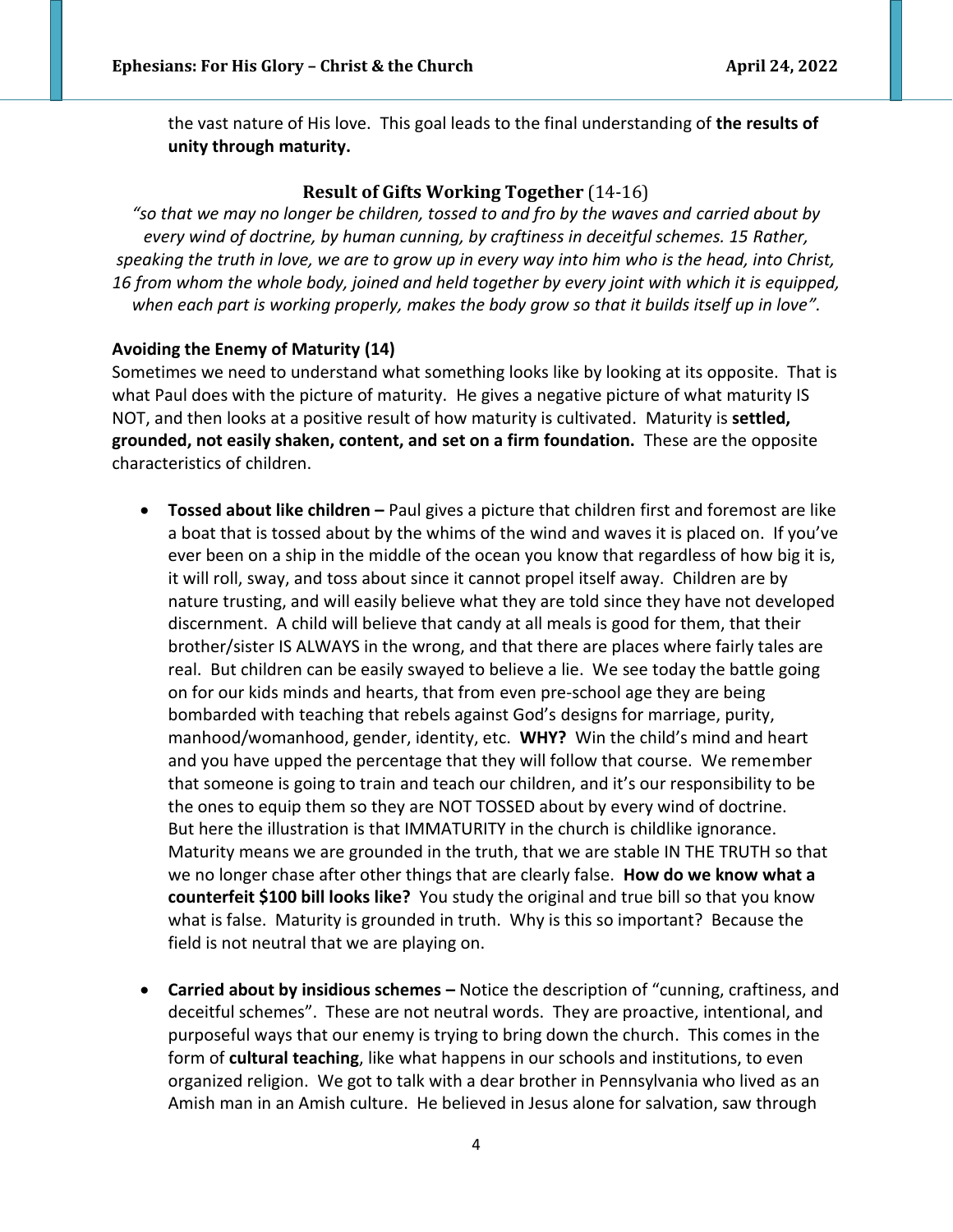the vast nature of His love. This goal leads to the final understanding of **the results of unity through maturity.**

### Result of Gifts Working Together (14-16)

*"so that we may no longer be children, tossed to and fro by the waves and carried about by every wind of doctrine, by human cunning, by craftiness in deceitful schemes. 15 Rather, speaking the truth in love, we are to grow up in every way into him who is the head, into Christ, 16 from whom the whole body, joined and held together by every joint with which it is equipped, when each part is working properly, makes the body grow so that it builds itself up in love".*

**Avoiding the Enemy of Maturity (14)**

Sometimes we need to understand what something looks like by looking at its opposite. That is what Paul does with the picture of maturity. He gives a negative picture of what maturity IS NOT, and then looks at a positive result of how maturity is cultivated. Maturity is **settled, grounded, not easily shaken, content, and set on a firm foundation.** These are the opposite characteristics of children.

- **Tossed about like children –** Paul gives a picture that children first and foremost are like a boat that is tossed about by the whims of the wind and waves it is placed on. If you've ever been on a ship in the middle of the ocean you know that regardless of how big it is, it will roll, sway, and toss about since it cannot propel itself away. Children are by nature trusting, and will easily believe what they are told since they have not developed discernment. A child will believe that candy at all meals is good for them, that their brother/sister IS ALWAYS in the wrong, and that there are places where fairly tales are real. But children can be easily swayed to believe a lie. We see today the battle going on for our kids minds and hearts, that from even pre-school age they are being bombarded with teaching that rebels against God's designs for marriage, purity, manhood/womanhood, gender, identity, etc. **WHY?** Win the child's mind and heart and you have upped the percentage that they will follow that course. We remember that someone is going to train and teach our children, and it's our responsibility to be the ones to equip them so they are NOT TOSSED about by every wind of doctrine. But here the illustration is that IMMATURITY in the church is childlike ignorance. Maturity means we are grounded in the truth, that we are stable IN THE TRUTH so that we no longer chase after other things that are clearly false. **How do we know what a counterfeit $100 bill looks like?** You study the original and true bill so that you know what is false. Maturity is grounded in truth. Why is this so important? Because the field is not neutral that we are playing on.

- **Carried about by insidious schemes –** Notice the description of "cunning, craftiness, and deceitful schemes". These are not neutral words. They are proactive, intentional, and purposeful ways that our enemy is trying to bring down the church. This comes in the form of **cultural teaching**, like what happens in our schools and institutions, to even organized religion. We got to talk with a dear brother in Pennsylvania who lived as an Amish man in an Amish culture. He believed in Jesus alone for salvation, saw through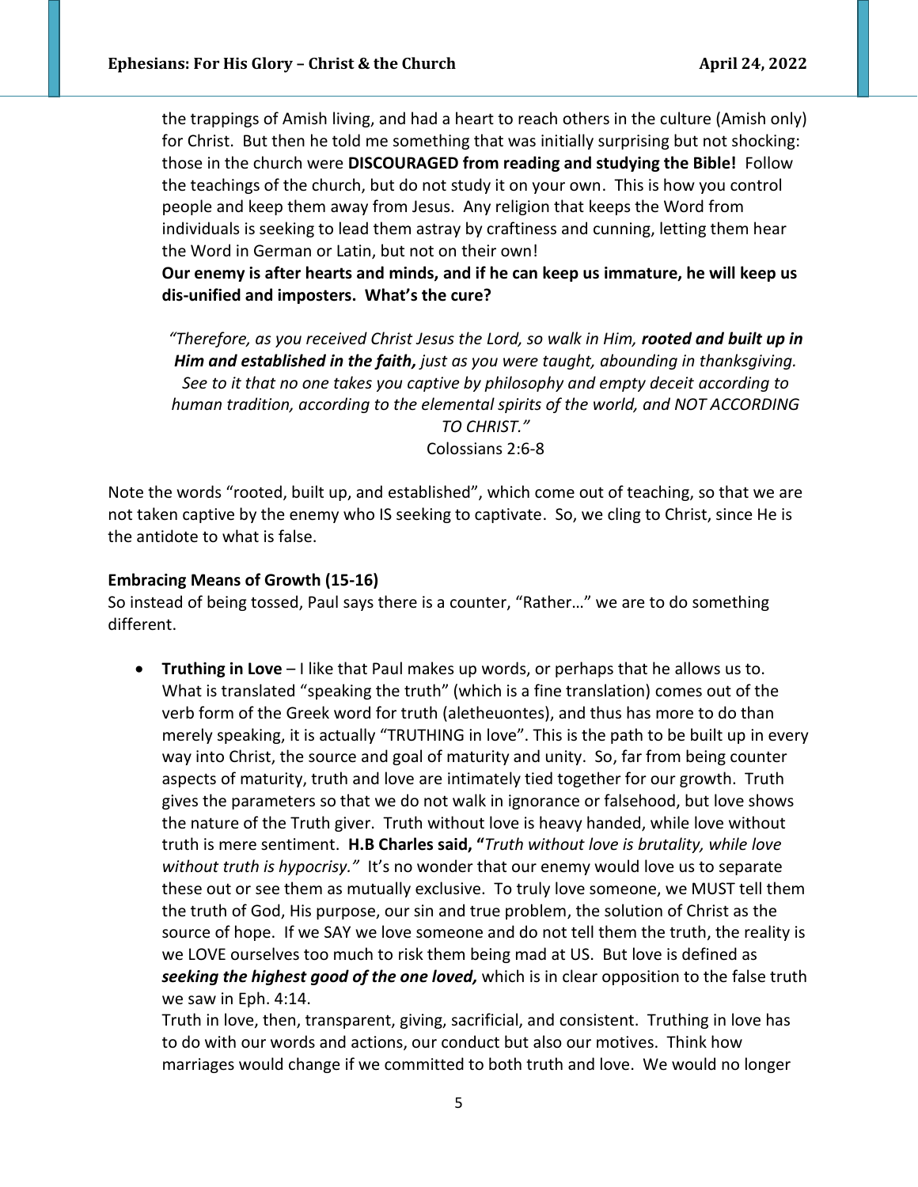the trappings of Amish living, and had a heart to reach others in the culture (Amish only) for Christ. But then he told me something that was initially surprising but not shocking: those in the church were **DISCOURAGED from reading and studying the Bible!** Follow the teachings of the church, but do not study it on your own. This is how you control people and keep them away from Jesus. Any religion that keeps the Word from individuals is seeking to lead them astray by craftiness and cunning, letting them hear the Word in German or Latin, but not on their own!

**Our enemy is after hearts and minds, and if he can keep us immature, he will keep us dis-unified and imposters. What's the cure?**

> *"Therefore, as you received Christ Jesus the Lord, so walk in Him,* ***rooted and built up in Him and established in the faith,*** *just as you were taught, abounding in thanksgiving. See to it that no one takes you captive by philosophy and empty deceit according to human tradition, according to the elemental spirits of the world, and NOT ACCORDING TO CHRIST."*
>
> Colossians 2:6-8

Note the words "rooted, built up, and established", which come out of teaching, so that we are not taken captive by the enemy who IS seeking to captivate. So, we cling to Christ, since He is the antidote to what is false.

**Embracing Means of Growth (15-16)**

So instead of being tossed, Paul says there is a counter, "Rather…" we are to do something different.

- **Truthing in Love** – I like that Paul makes up words, or perhaps that he allows us to. What is translated "speaking the truth" (which is a fine translation) comes out of the verb form of the Greek word for truth (aletheuontes), and thus has more to do than merely speaking, it is actually "TRUTHING in love". This is the path to be built up in every way into Christ, the source and goal of maturity and unity. So, far from being counter aspects of maturity, truth and love are intimately tied together for our growth. Truth gives the parameters so that we do not walk in ignorance or falsehood, but love shows the nature of the Truth giver. Truth without love is heavy handed, while love without truth is mere sentiment. **H.B Charles said, "***Truth without love is brutality, while love without truth is hypocrisy."* It's no wonder that our enemy would love us to separate these out or see them as mutually exclusive. To truly love someone, we MUST tell them the truth of God, His purpose, our sin and true problem, the solution of Christ as the source of hope. If we SAY we love someone and do not tell them the truth, the reality is we LOVE ourselves too much to risk them being mad at US. But love is defined as ***seeking the highest good of the one loved,*** which is in clear opposition to the false truth we saw in Eph. 4:14.

  Truth in love, then, transparent, giving, sacrificial, and consistent. Truthing in love has to do with our words and actions, our conduct but also our motives. Think how marriages would change if we committed to both truth and love. We would no longer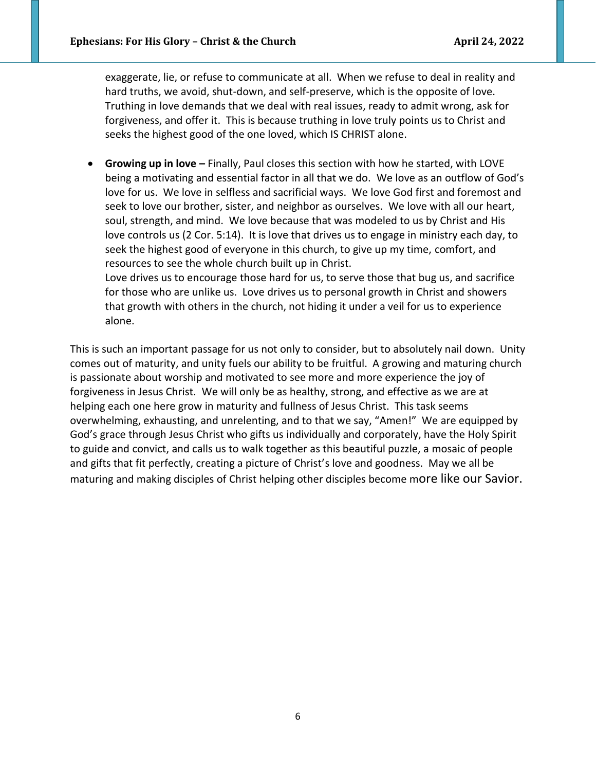exaggerate, lie, or refuse to communicate at all. When we refuse to deal in reality and hard truths, we avoid, shut-down, and self-preserve, which is the opposite of love. Truthing in love demands that we deal with real issues, ready to admit wrong, ask for forgiveness, and offer it. This is because truthing in love truly points us to Christ and seeks the highest good of the one loved, which IS CHRIST alone.

- **Growing up in love –** Finally, Paul closes this section with how he started, with LOVE being a motivating and essential factor in all that we do. We love as an outflow of God's love for us. We love in selfless and sacrificial ways. We love God first and foremost and seek to love our brother, sister, and neighbor as ourselves. We love with all our heart, soul, strength, and mind. We love because that was modeled to us by Christ and His love controls us (2 Cor. 5:14). It is love that drives us to engage in ministry each day, to seek the highest good of everyone in this church, to give up my time, comfort, and resources to see the whole church built up in Christ.
  Love drives us to encourage those hard for us, to serve those that bug us, and sacrifice for those who are unlike us. Love drives us to personal growth in Christ and showers that growth with others in the church, not hiding it under a veil for us to experience alone.

This is such an important passage for us not only to consider, but to absolutely nail down. Unity comes out of maturity, and unity fuels our ability to be fruitful. A growing and maturing church is passionate about worship and motivated to see more and more experience the joy of forgiveness in Jesus Christ. We will only be as healthy, strong, and effective as we are at helping each one here grow in maturity and fullness of Jesus Christ. This task seems overwhelming, exhausting, and unrelenting, and to that we say, "Amen!" We are equipped by God's grace through Jesus Christ who gifts us individually and corporately, have the Holy Spirit to guide and convict, and calls us to walk together as this beautiful puzzle, a mosaic of people and gifts that fit perfectly, creating a picture of Christ's love and goodness. May we all be maturing and making disciples of Christ helping other disciples become more like our Savior.